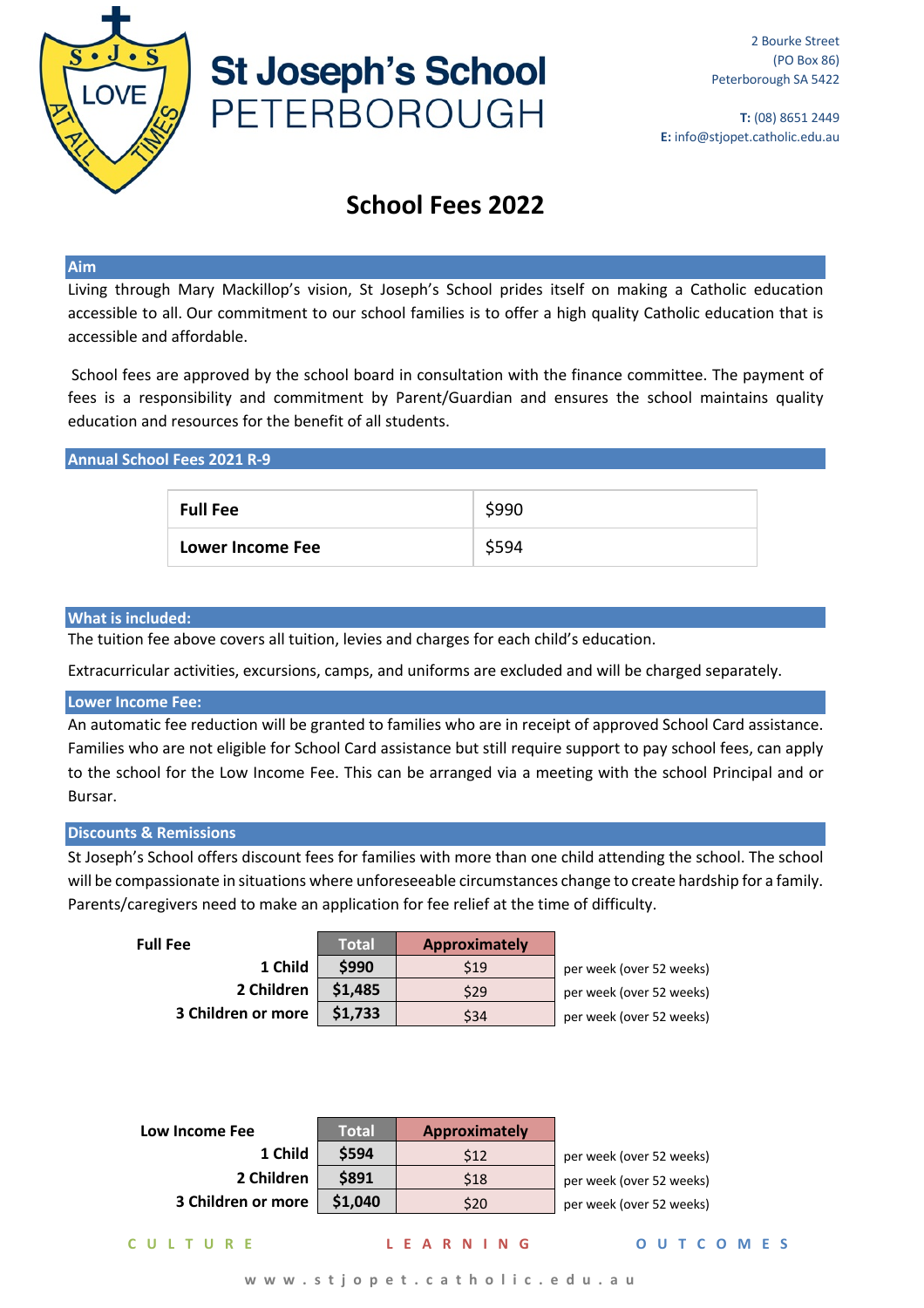# St Joseph's School PETERBOROUGH

2 Bourke Street
(PO Box 86)
Peterborough SA 5422

**T:** (08) 8651 2449
**E:** info@stjopet.catholic.edu.au

## School Fees 2022

### Aim

Living through Mary Mackillop's vision, St Joseph's School prides itself on making a Catholic education accessible to all. Our commitment to our school families is to offer a high quality Catholic education that is accessible and affordable.

School fees are approved by the school board in consultation with the finance committee. The payment of fees is a responsibility and commitment by Parent/Guardian and ensures the school maintains quality education and resources for the benefit of all students.

### Annual School Fees 2021 R-9

| | |
|---|---|
| **Full Fee** | $990 |
| **Lower Income Fee** | $594 |

### What is included:

The tuition fee above covers all tuition, levies and charges for each child's education.

Extracurricular activities, excursions, camps, and uniforms are excluded and will be charged separately.

### Lower Income Fee:

An automatic fee reduction will be granted to families who are in receipt of approved School Card assistance. Families who are not eligible for School Card assistance but still require support to pay school fees, can apply to the school for the Low Income Fee. This can be arranged via a meeting with the school Principal and or Bursar.

### Discounts & Remissions

St Joseph's School offers discount fees for families with more than one child attending the school. The school will be compassionate in situations where unforeseeable circumstances change to create hardship for a family. Parents/caregivers need to make an application for fee relief at the time of difficulty.

| Full Fee | Total | Approximately | |
|---|---|---|---|
| 1 Child | $990 | $19 | per week (over 52 weeks) |
| 2 Children | $1,485 | $29 | per week (over 52 weeks) |
| 3 Children or more | $1,733 | $34 | per week (over 52 weeks) |

| Low Income Fee | Total | Approximately | |
|---|---|---|---|
| 1 Child | $594 | $12 | per week (over 52 weeks) |
| 2 Children | $891 | $18 | per week (over 52 weeks) |
| 3 Children or more | $1,040 | $20 | per week (over 52 weeks) |

CULTURE LEARNING OUTCOMES

www.stjopet.catholic.edu.au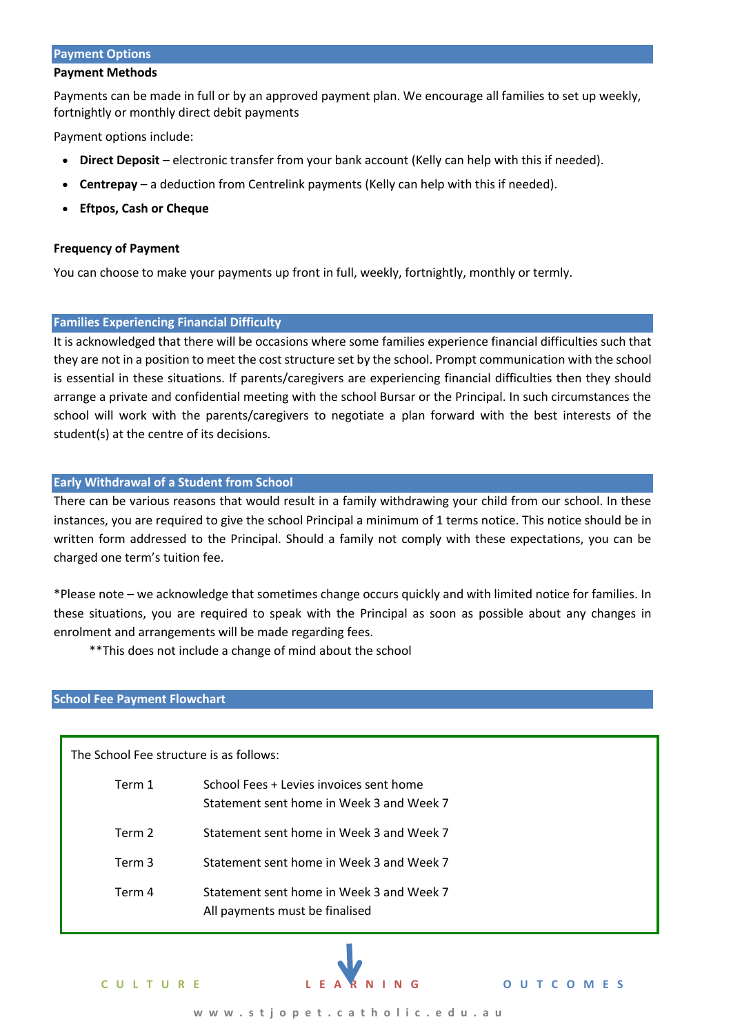## Payment Options

**Payment Methods**

Payments can be made in full or by an approved payment plan. We encourage all families to set up weekly, fortnightly or monthly direct debit payments

Payment options include:

- **Direct Deposit** – electronic transfer from your bank account (Kelly can help with this if needed).
- **Centrepay** – a deduction from Centrelink payments (Kelly can help with this if needed).
- **Eftpos, Cash or Cheque**

**Frequency of Payment**

You can choose to make your payments up front in full, weekly, fortnightly, monthly or termly.

## Families Experiencing Financial Difficulty

It is acknowledged that there will be occasions where some families experience financial difficulties such that they are not in a position to meet the cost structure set by the school. Prompt communication with the school is essential in these situations. If parents/caregivers are experiencing financial difficulties then they should arrange a private and confidential meeting with the school Bursar or the Principal. In such circumstances the school will work with the parents/caregivers to negotiate a plan forward with the best interests of the student(s) at the centre of its decisions.

## Early Withdrawal of a Student from School

There can be various reasons that would result in a family withdrawing your child from our school. In these instances, you are required to give the school Principal a minimum of 1 terms notice. This notice should be in written form addressed to the Principal. Should a family not comply with these expectations, you can be charged one term's tuition fee.

*Please note – we acknowledge that sometimes change occurs quickly and with limited notice for families. In these situations, you are required to speak with the Principal as soon as possible about any changes in enrolment and arrangements will be made regarding fees.

**This does not include a change of mind about the school

## School Fee Payment Flowchart

The School Fee structure is as follows:

| | |
|---|---|
| Term 1 | School Fees + Levies invoices sent home<br>Statement sent home in Week 3 and Week 7 |
| Term 2 | Statement sent home in Week 3 and Week 7 |
| Term 3 | Statement sent home in Week 3 and Week 7 |
| Term 4 | Statement sent home in Week 3 and Week 7<br>All payments must be finalised |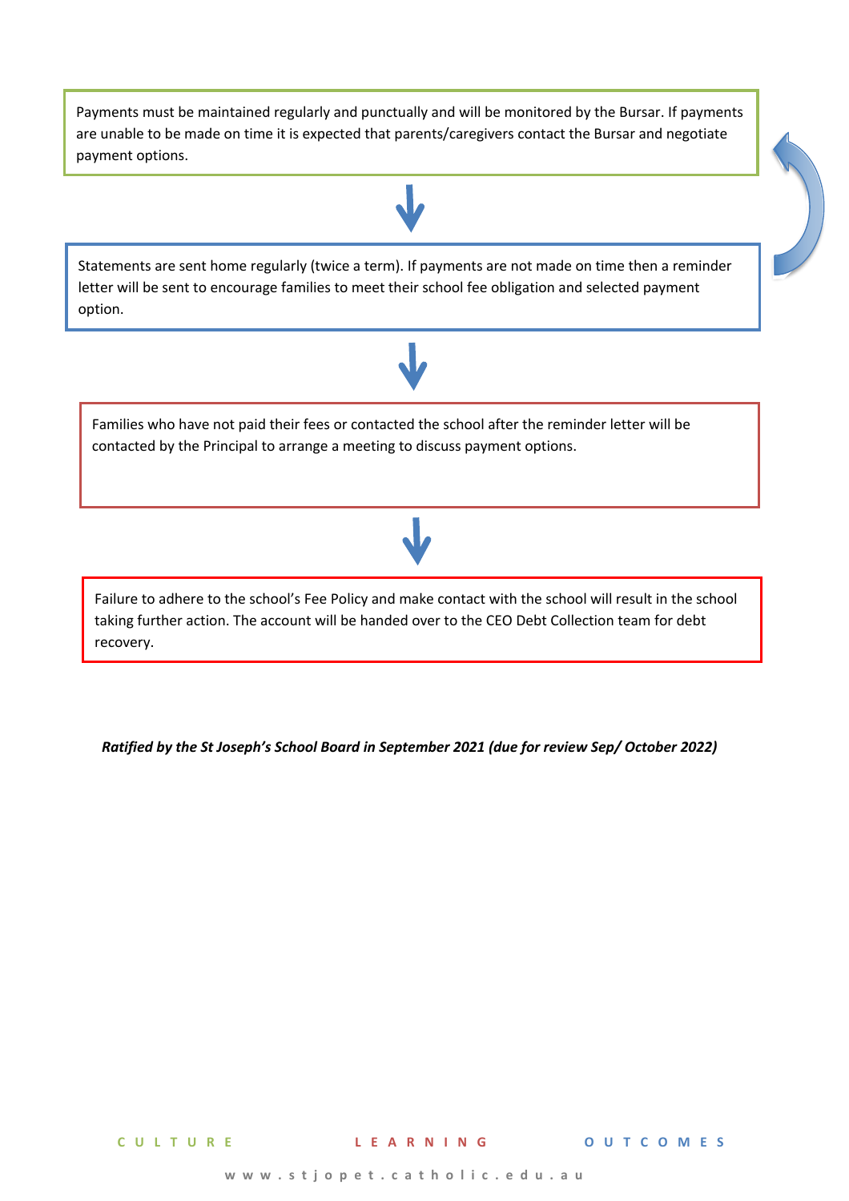Payments must be maintained regularly and punctually and will be monitored by the Bursar. If payments are unable to be made on time it is expected that parents/caregivers contact the Bursar and negotiate payment options.

Statements are sent home regularly (twice a term). If payments are not made on time then a reminder letter will be sent to encourage families to meet their school fee obligation and selected payment option.

Families who have not paid their fees or contacted the school after the reminder letter will be contacted by the Principal to arrange a meeting to discuss payment options.

Failure to adhere to the school's Fee Policy and make contact with the school will result in the school taking further action. The account will be handed over to the CEO Debt Collection team for debt recovery.

***Ratified by the St Joseph's School Board in September 2021 (due for review Sep/ October 2022)***